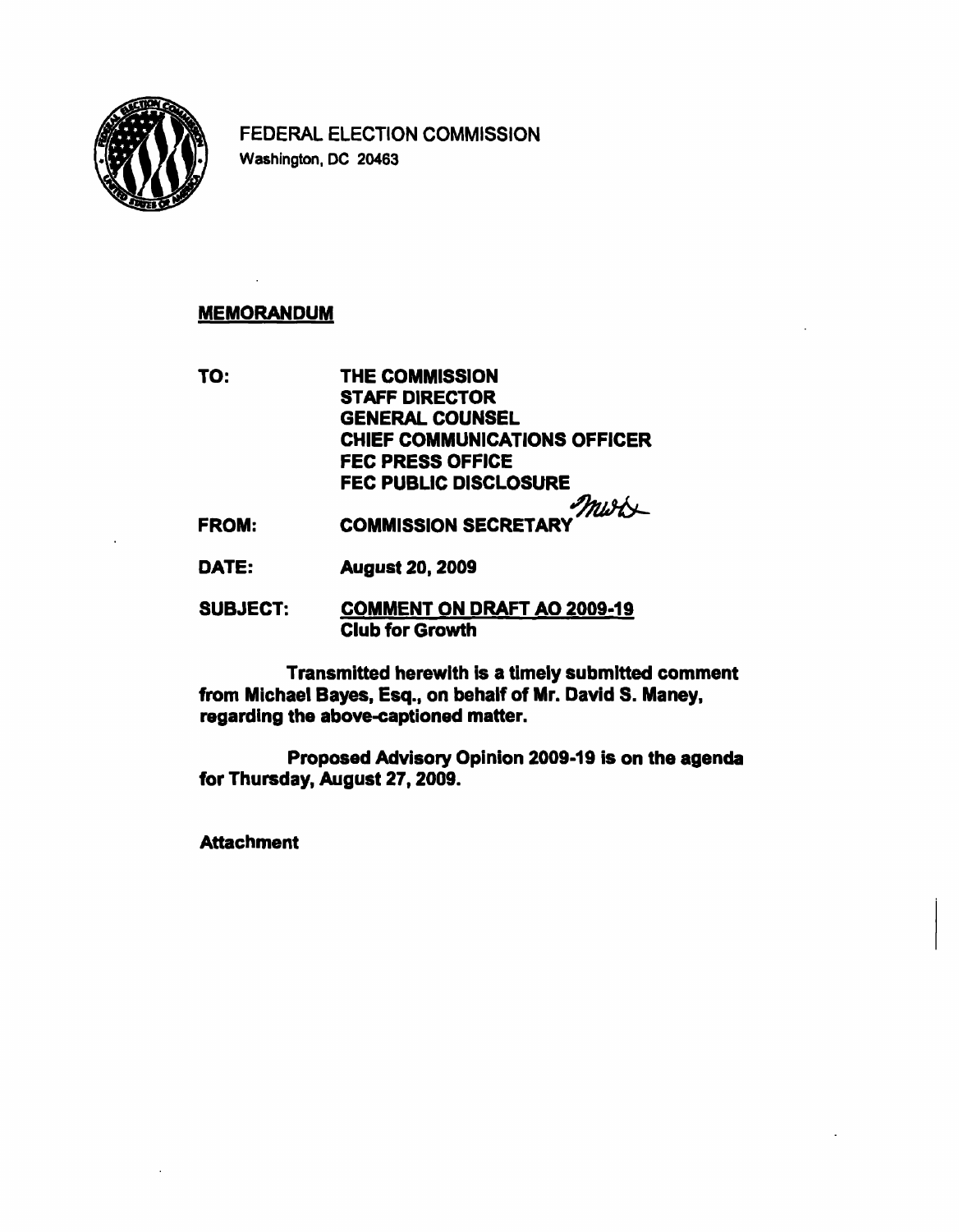FEDERAL ELECTION COMMISSION
Washington, DC 20463

**MEMORANDUM**

**TO:** THE COMMISSION
STAFF DIRECTOR
GENERAL COUNSEL
CHIEF COMMUNICATIONS OFFICER
FEC PRESS OFFICE
FEC PUBLIC DISCLOSURE

**FROM:** COMMISSION SECRETARY

**DATE:** August 20, 2009

**SUBJECT:** COMMENT ON DRAFT AO 2009-19
Club for Growth

Transmitted herewith is a timely submitted comment from Michael Bayes, Esq., on behalf of Mr. David S. Maney, regarding the above-captioned matter.

Proposed Advisory Opinion 2009-19 is on the agenda for Thursday, August 27, 2009.

Attachment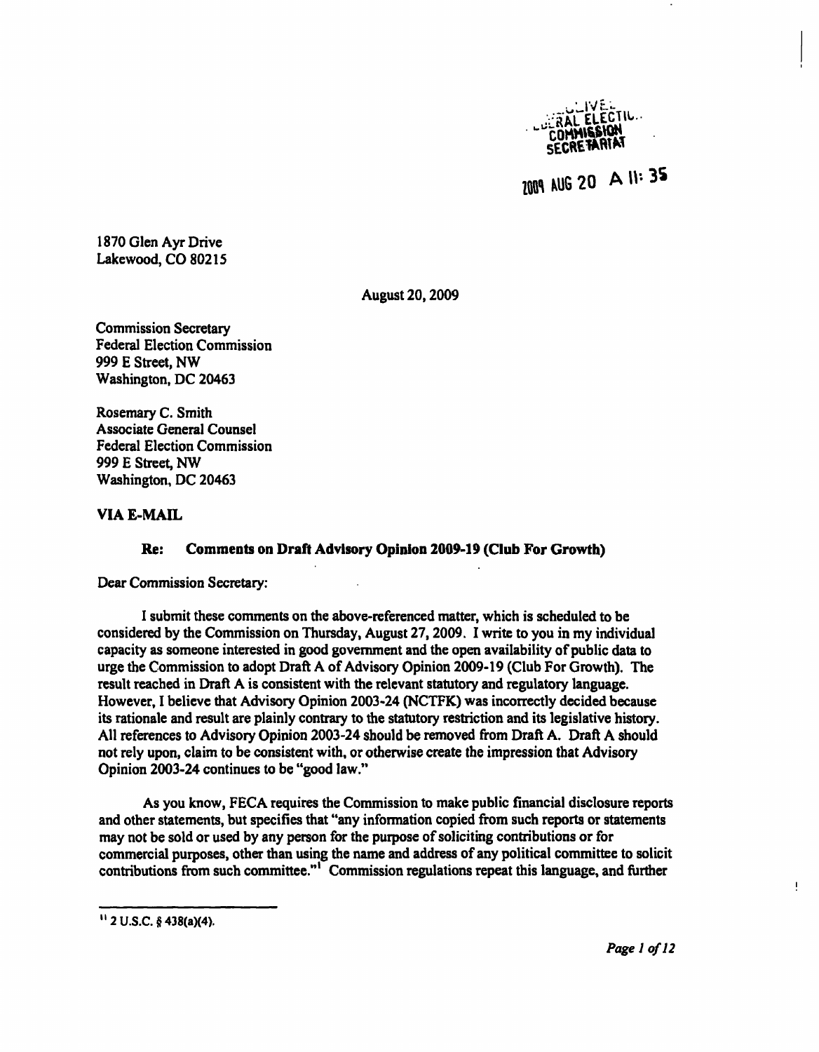RECEIVED
FEDERAL ELECTION
COMMISSION
SECRETARIAT

2009 AUG 20 A 11: 35

1870 Glen Ayr Drive
Lakewood, CO 80215

August 20, 2009

Commission Secretary
Federal Election Commission
999 E Street, NW
Washington, DC 20463

Rosemary C. Smith
Associate General Counsel
Federal Election Commission
999 E Street, NW
Washington, DC 20463

**VIA E-MAIL**

**Re: Comments on Draft Advisory Opinion 2009-19 (Club For Growth)**

Dear Commission Secretary:

I submit these comments on the above-referenced matter, which is scheduled to be considered by the Commission on Thursday, August 27, 2009. I write to you in my individual capacity as someone interested in good government and the open availability of public data to urge the Commission to adopt Draft A of Advisory Opinion 2009-19 (Club For Growth). The result reached in Draft A is consistent with the relevant statutory and regulatory language. However, I believe that Advisory Opinion 2003-24 (NCTFK) was incorrectly decided because its rationale and result are plainly contrary to the statutory restriction and its legislative history. All references to Advisory Opinion 2003-24 should be removed from Draft A. Draft A should not rely upon, claim to be consistent with, or otherwise create the impression that Advisory Opinion 2003-24 continues to be "good law."

As you know, FECA requires the Commission to make public financial disclosure reports and other statements, but specifies that "any information copied from such reports or statements may not be sold or used by any person for the purpose of soliciting contributions or for commercial purposes, other than using the name and address of any political committee to solicit contributions from such committee."[1] Commission regulations repeat this language, and further

[1] 2 U.S.C. § 438(a)(4).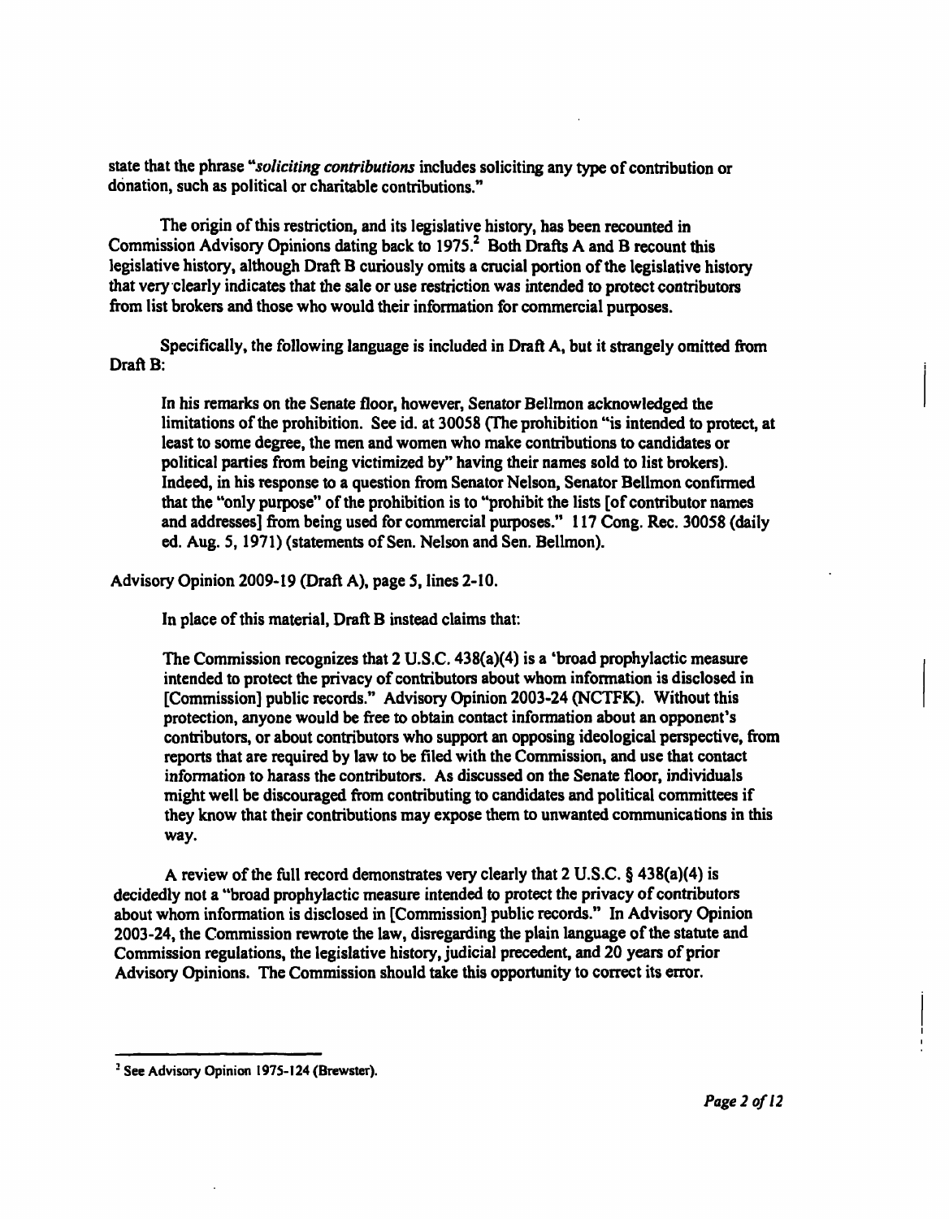state that the phrase "*soliciting contributions* includes soliciting any type of contribution or donation, such as political or charitable contributions."

The origin of this restriction, and its legislative history, has been recounted in Commission Advisory Opinions dating back to 1975.[2] Both Drafts A and B recount this legislative history, although Draft B curiously omits a crucial portion of the legislative history that very clearly indicates that the sale or use restriction was intended to protect contributors from list brokers and those who would their information for commercial purposes.

Specifically, the following language is included in Draft A, but it strangely omitted from Draft B:

> In his remarks on the Senate floor, however, Senator Bellmon acknowledged the limitations of the prohibition. See id. at 30058 (The prohibition "is intended to protect, at least to some degree, the men and women who make contributions to candidates or political parties from being victimized by" having their names sold to list brokers). Indeed, in his response to a question from Senator Nelson, Senator Bellmon confirmed that the "only purpose" of the prohibition is to "prohibit the lists [of contributor names and addresses] from being used for commercial purposes." 117 Cong. Rec. 30058 (daily ed. Aug. 5, 1971) (statements of Sen. Nelson and Sen. Bellmon).

Advisory Opinion 2009-19 (Draft A), page 5, lines 2-10.

In place of this material, Draft B instead claims that:

> The Commission recognizes that 2 U.S.C. 438(a)(4) is a 'broad prophylactic measure intended to protect the privacy of contributors about whom information is disclosed in [Commission] public records." Advisory Opinion 2003-24 (NCTFK). Without this protection, anyone would be free to obtain contact information about an opponent's contributors, or about contributors who support an opposing ideological perspective, from reports that are required by law to be filed with the Commission, and use that contact information to harass the contributors. As discussed on the Senate floor, individuals might well be discouraged from contributing to candidates and political committees if they know that their contributions may expose them to unwanted communications in this way.

A review of the full record demonstrates very clearly that 2 U.S.C. § 438(a)(4) is decidedly not a "broad prophylactic measure intended to protect the privacy of contributors about whom information is disclosed in [Commission] public records." In Advisory Opinion 2003-24, the Commission rewrote the law, disregarding the plain language of the statute and Commission regulations, the legislative history, judicial precedent, and 20 years of prior Advisory Opinions. The Commission should take this opportunity to correct its error.

---

[2] See Advisory Opinion 1975-124 (Brewster).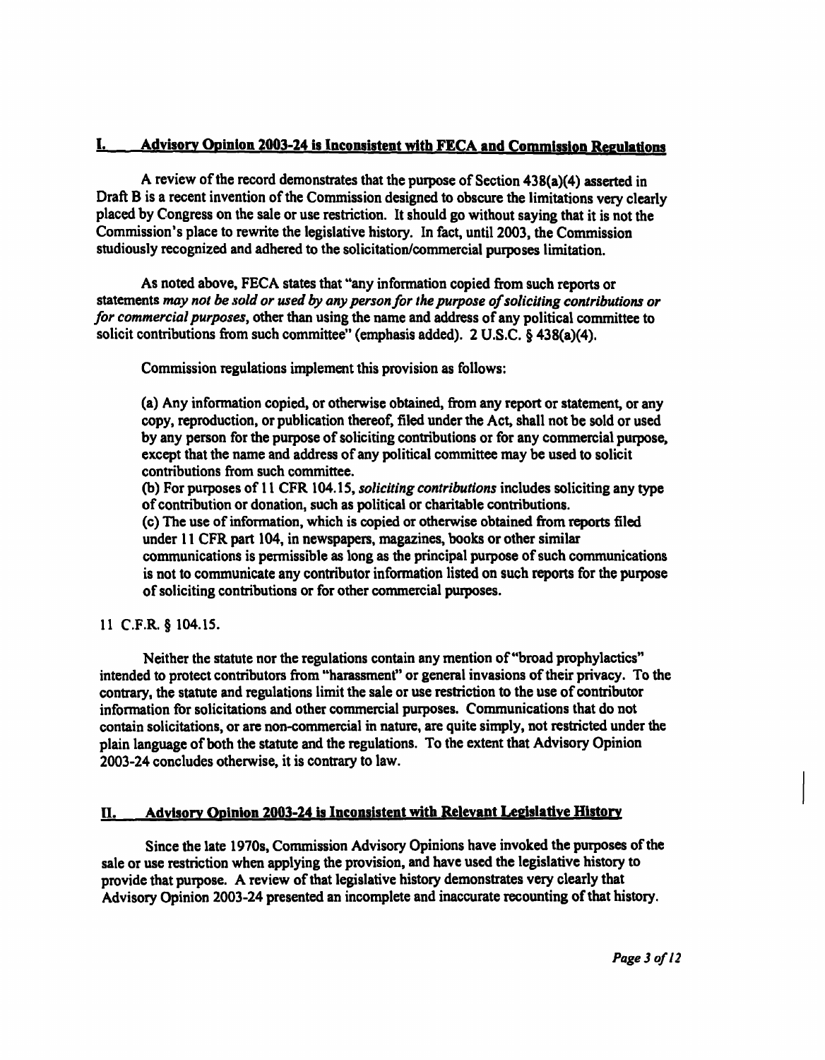## I. Advisory Opinion 2003-24 is Inconsistent with FECA and Commission Regulations

A review of the record demonstrates that the purpose of Section 438(a)(4) asserted in Draft B is a recent invention of the Commission designed to obscure the limitations very clearly placed by Congress on the sale or use restriction. It should go without saying that it is not the Commission's place to rewrite the legislative history. In fact, until 2003, the Commission studiously recognized and adhered to the solicitation/commercial purposes limitation.

As noted above, FECA states that "any information copied from such reports or statements *may not be sold or used by any person for the purpose of soliciting contributions or for commercial purposes*, other than using the name and address of any political committee to solicit contributions from such committee" (emphasis added). 2 U.S.C. § 438(a)(4).

Commission regulations implement this provision as follows:

> (a) Any information copied, or otherwise obtained, from any report or statement, or any copy, reproduction, or publication thereof, filed under the Act, shall not be sold or used by any person for the purpose of soliciting contributions or for any commercial purpose, except that the name and address of any political committee may be used to solicit contributions from such committee.
> (b) For purposes of 11 CFR 104.15, *soliciting contributions* includes soliciting any type of contribution or donation, such as political or charitable contributions.
> (c) The use of information, which is copied or otherwise obtained from reports filed under 11 CFR part 104, in newspapers, magazines, books or other similar communications is permissible as long as the principal purpose of such communications is not to communicate any contributor information listed on such reports for the purpose of soliciting contributions or for other commercial purposes.

11 C.F.R. § 104.15.

Neither the statute nor the regulations contain any mention of "broad prophylactics" intended to protect contributors from "harassment" or general invasions of their privacy. To the contrary, the statute and regulations limit the sale or use restriction to the use of contributor information for solicitations and other commercial purposes. Communications that do not contain solicitations, or are non-commercial in nature, are quite simply, not restricted under the plain language of both the statute and the regulations. To the extent that Advisory Opinion 2003-24 concludes otherwise, it is contrary to law.

## II. Advisory Opinion 2003-24 is Inconsistent with Relevant Legislative History

Since the late 1970s, Commission Advisory Opinions have invoked the purposes of the sale or use restriction when applying the provision, and have used the legislative history to provide that purpose. A review of that legislative history demonstrates very clearly that Advisory Opinion 2003-24 presented an incomplete and inaccurate recounting of that history.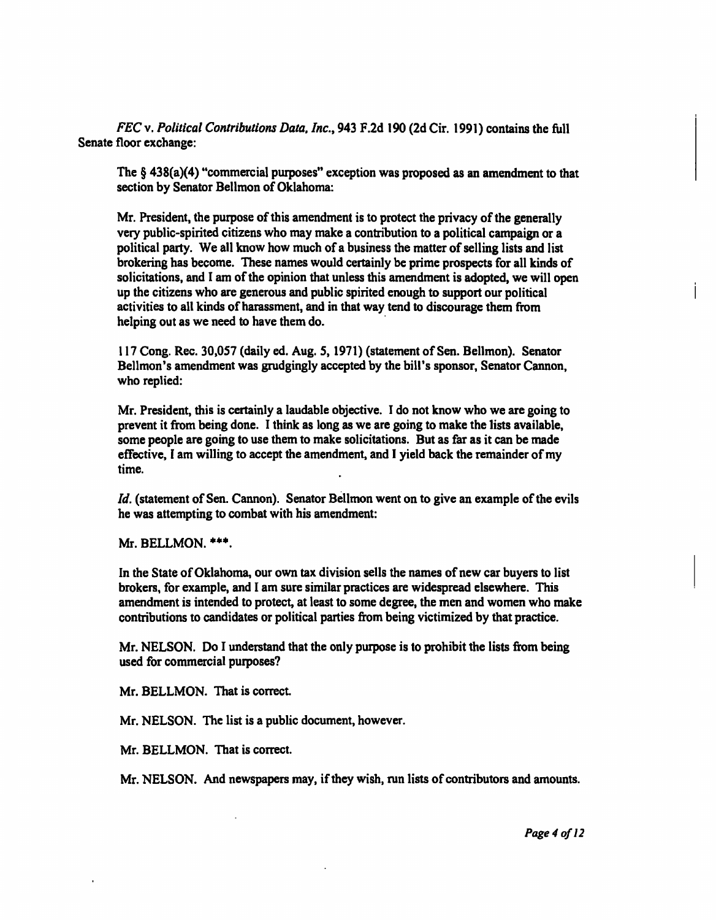*FEC* v. *Political Contributions Data, Inc.*, 943 F.2d 190 (2d Cir. 1991) contains the full Senate floor exchange:

> The § 438(a)(4) "commercial purposes" exception was proposed as an amendment to that section by Senator Bellmon of Oklahoma:
>
> Mr. President, the purpose of this amendment is to protect the privacy of the generally very public-spirited citizens who may make a contribution to a political campaign or a political party. We all know how much of a business the matter of selling lists and list brokering has become. These names would certainly be prime prospects for all kinds of solicitations, and I am of the opinion that unless this amendment is adopted, we will open up the citizens who are generous and public spirited enough to support our political activities to all kinds of harassment, and in that way tend to discourage them from helping out as we need to have them do.
>
> 117 Cong. Rec. 30,057 (daily ed. Aug. 5, 1971) (statement of Sen. Bellmon). Senator Bellmon's amendment was grudgingly accepted by the bill's sponsor, Senator Cannon, who replied:
>
> Mr. President, this is certainly a laudable objective. I do not know who we are going to prevent it from being done. I think as long as we are going to make the lists available, some people are going to use them to make solicitations. But as far as it can be made effective, I am willing to accept the amendment, and I yield back the remainder of my time.
>
> *Id.* (statement of Sen. Cannon). Senator Bellmon went on to give an example of the evils he was attempting to combat with his amendment:
>
> Mr. BELLMON. ***.
>
> In the State of Oklahoma, our own tax division sells the names of new car buyers to list brokers, for example, and I am sure similar practices are widespread elsewhere. This amendment is intended to protect, at least to some degree, the men and women who make contributions to candidates or political parties from being victimized by that practice.
>
> Mr. NELSON. Do I understand that the only purpose is to prohibit the lists from being used for commercial purposes?
>
> Mr. BELLMON. That is correct.
>
> Mr. NELSON. The list is a public document, however.
>
> Mr. BELLMON. That is correct.
>
> Mr. NELSON. And newspapers may, if they wish, run lists of contributors and amounts.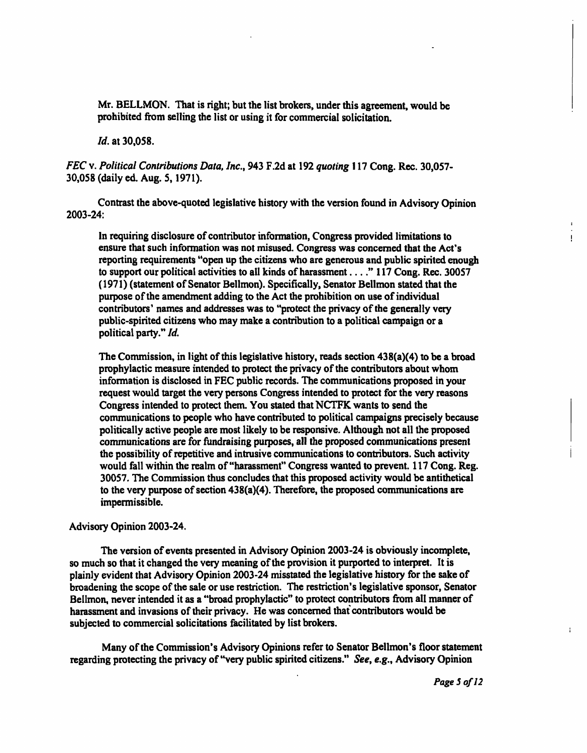> Mr. BELLMON. That is right; but the list brokers, under this agreement, would be prohibited from selling the list or using it for commercial solicitation.
>
> *Id.* at 30,058.

*FEC* v. *Political Contributions Data, Inc.*, 943 F.2d at 192 *quoting* 117 Cong. Rec. 30,057-30,058 (daily ed. Aug. 5, 1971).

Contrast the above-quoted legislative history with the version found in Advisory Opinion 2003-24:

> In requiring disclosure of contributor information, Congress provided limitations to ensure that such information was not misused. Congress was concerned that the Act's reporting requirements "open up the citizens who are generous and public spirited enough to support our political activities to all kinds of harassment . . . ." 117 Cong. Rec. 30057 (1971) (statement of Senator Bellmon). Specifically, Senator Bellmon stated that the purpose of the amendment adding to the Act the prohibition on use of individual contributors' names and addresses was to "protect the privacy of the generally very public-spirited citizens who may make a contribution to a political campaign or a political party." *Id.*
>
> The Commission, in light of this legislative history, reads section 438(a)(4) to be a broad prophylactic measure intended to protect the privacy of the contributors about whom information is disclosed in FEC public records. The communications proposed in your request would target the very persons Congress intended to protect for the very reasons Congress intended to protect them. You stated that NCTFK wants to send the communications to people who have contributed to political campaigns precisely because politically active people are most likely to be responsive. Although not all the proposed communications are for fundraising purposes, all the proposed communications present the possibility of repetitive and intrusive communications to contributors. Such activity would fall within the realm of "harassment" Congress wanted to prevent. 117 Cong. Reg. 30057. The Commission thus concludes that this proposed activity would be antithetical to the very purpose of section 438(a)(4). Therefore, the proposed communications are impermissible.

Advisory Opinion 2003-24.

The version of events presented in Advisory Opinion 2003-24 is obviously incomplete, so much so that it changed the very meaning of the provision it purported to interpret. It is plainly evident that Advisory Opinion 2003-24 misstated the legislative history for the sake of broadening the scope of the sale or use restriction. The restriction's legislative sponsor, Senator Bellmon, never intended it as a "broad prophylactic" to protect contributors from all manner of harassment and invasions of their privacy. He was concerned that contributors would be subjected to commercial solicitations facilitated by list brokers.

Many of the Commission's Advisory Opinions refer to Senator Bellmon's floor statement regarding protecting the privacy of "very public spirited citizens." *See, e.g.*, Advisory Opinion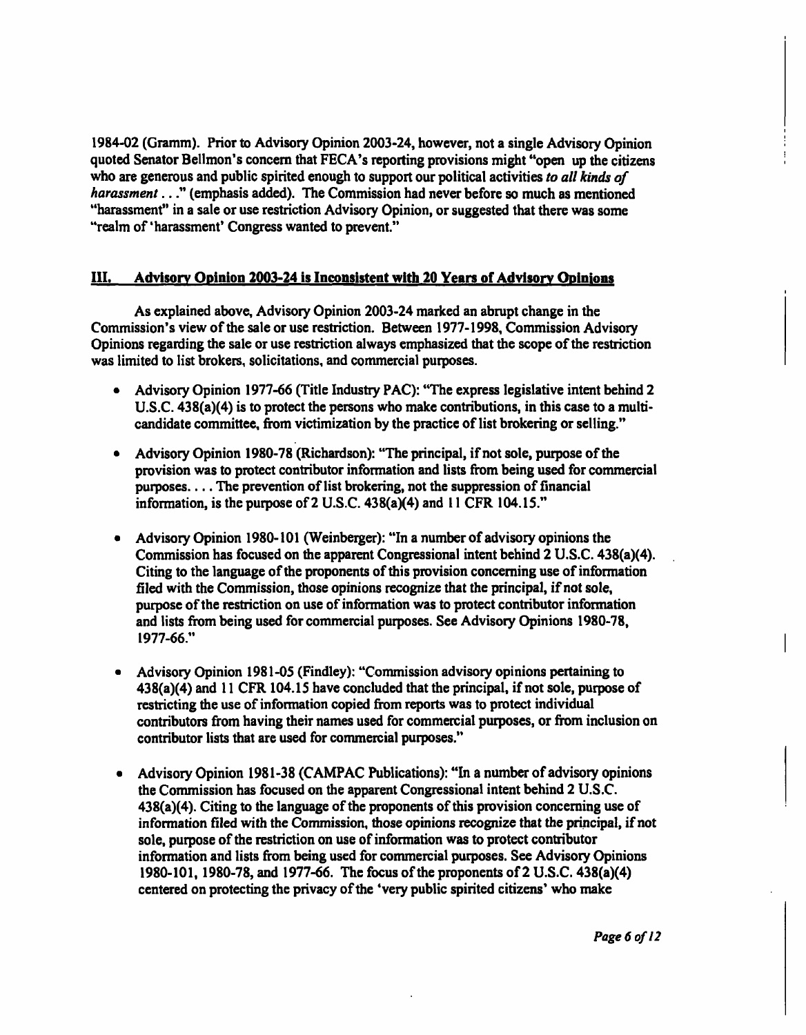1984-02 (Gramm). Prior to Advisory Opinion 2003-24, however, not a single Advisory Opinion quoted Senator Bellmon's concern that FECA's reporting provisions might "open up the citizens who are generous and public spirited enough to support our political activities *to all kinds of harassment* . . ." (emphasis added). The Commission had never before so much as mentioned "harassment" in a sale or use restriction Advisory Opinion, or suggested that there was some "realm of 'harassment' Congress wanted to prevent."

## III. Advisory Opinion 2003-24 is Inconsistent with 20 Years of Advisory Opinions

As explained above, Advisory Opinion 2003-24 marked an abrupt change in the Commission's view of the sale or use restriction. Between 1977-1998, Commission Advisory Opinions regarding the sale or use restriction always emphasized that the scope of the restriction was limited to list brokers, solicitations, and commercial purposes.

- Advisory Opinion 1977-66 (Title Industry PAC): "The express legislative intent behind 2 U.S.C. 438(a)(4) is to protect the persons who make contributions, in this case to a multi-candidate committee, from victimization by the practice of list brokering or selling."
- Advisory Opinion 1980-78 (Richardson): "The principal, if not sole, purpose of the provision was to protect contributor information and lists from being used for commercial purposes. . . . The prevention of list brokering, not the suppression of financial information, is the purpose of 2 U.S.C. 438(a)(4) and 11 CFR 104.15."
- Advisory Opinion 1980-101 (Weinberger): "In a number of advisory opinions the Commission has focused on the apparent Congressional intent behind 2 U.S.C. 438(a)(4). Citing to the language of the proponents of this provision concerning use of information filed with the Commission, those opinions recognize that the principal, if not sole, purpose of the restriction on use of information was to protect contributor information and lists from being used for commercial purposes. See Advisory Opinions 1980-78, 1977-66."
- Advisory Opinion 1981-05 (Findley): "Commission advisory opinions pertaining to 438(a)(4) and 11 CFR 104.15 have concluded that the principal, if not sole, purpose of restricting the use of information copied from reports was to protect individual contributors from having their names used for commercial purposes, or from inclusion on contributor lists that are used for commercial purposes."
- Advisory Opinion 1981-38 (CAMPAC Publications): "In a number of advisory opinions the Commission has focused on the apparent Congressional intent behind 2 U.S.C. 438(a)(4). Citing to the language of the proponents of this provision concerning use of information filed with the Commission, those opinions recognize that the principal, if not sole, purpose of the restriction on use of information was to protect contributor information and lists from being used for commercial purposes. See Advisory Opinions 1980-101, 1980-78, and 1977-66. The focus of the proponents of 2 U.S.C. 438(a)(4) centered on protecting the privacy of the 'very public spirited citizens' who make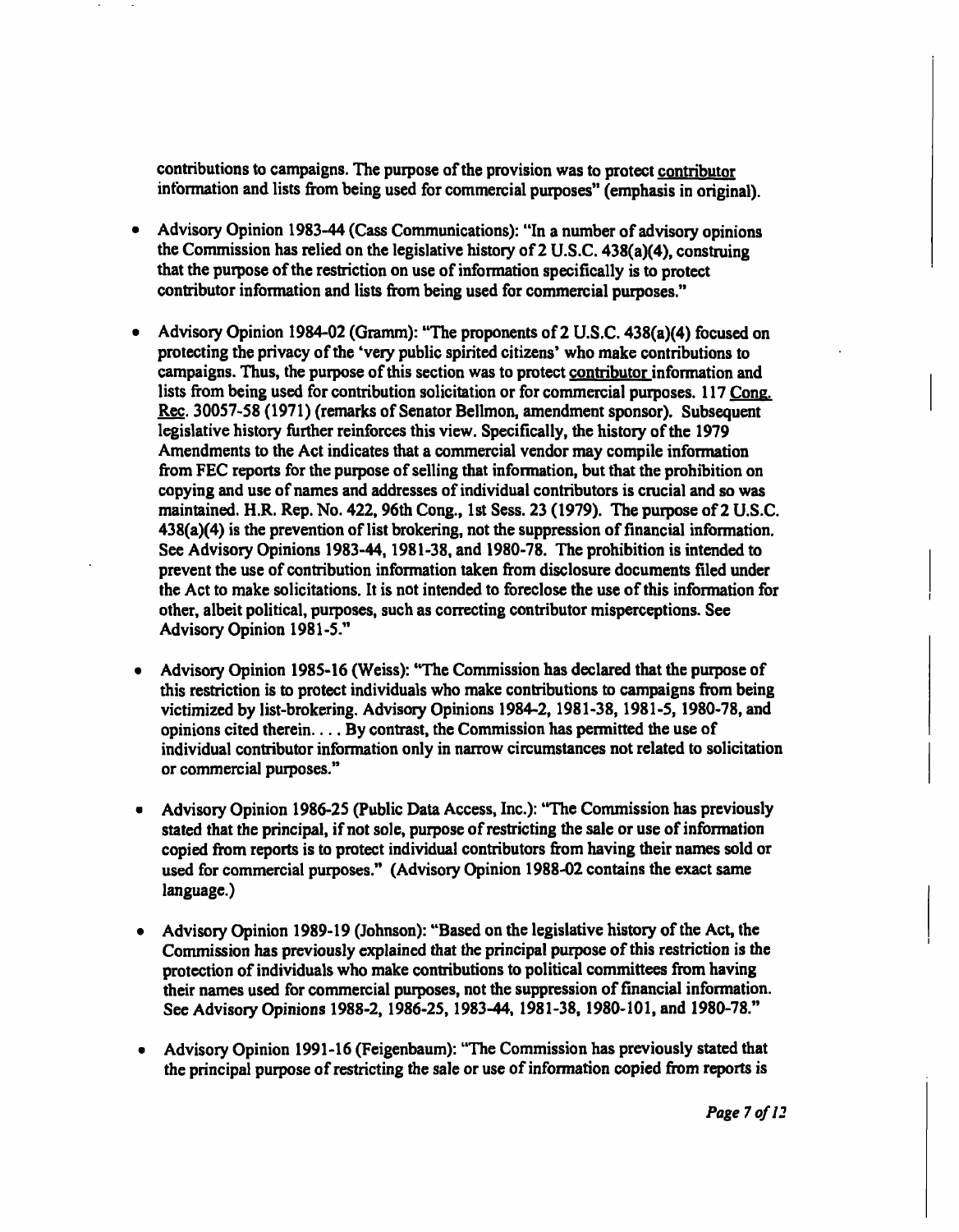contributions to campaigns. The purpose of the provision was to protect <u>contributor</u> information and lists from being used for commercial purposes" (emphasis in original).

- Advisory Opinion 1983-44 (Cass Communications): "In a number of advisory opinions the Commission has relied on the legislative history of 2 U.S.C. 438(a)(4), construing that the purpose of the restriction on use of information specifically is to protect contributor information and lists from being used for commercial purposes."

- Advisory Opinion 1984-02 (Gramm): "The proponents of 2 U.S.C. 438(a)(4) focused on protecting the privacy of the 'very public spirited citizens' who make contributions to campaigns. Thus, the purpose of this section was to protect <u>contributor</u> information and lists from being used for contribution solicitation or for commercial purposes. 117 <u>Cong. Rec</u>. 30057-58 (1971) (remarks of Senator Bellmon, amendment sponsor). Subsequent legislative history further reinforces this view. Specifically, the history of the 1979 Amendments to the Act indicates that a commercial vendor may compile information from FEC reports for the purpose of selling that information, but that the prohibition on copying and use of names and addresses of individual contributors is crucial and so was maintained. H.R. Rep. No. 422, 96th Cong., 1st Sess. 23 (1979). The purpose of 2 U.S.C. 438(a)(4) is the prevention of list brokering, not the suppression of financial information. See Advisory Opinions 1983-44, 1981-38, and 1980-78. The prohibition is intended to prevent the use of contribution information taken from disclosure documents filed under the Act to make solicitations. It is not intended to foreclose the use of this information for other, albeit political, purposes, such as correcting contributor misperceptions. See Advisory Opinion 1981-5."

- Advisory Opinion 1985-16 (Weiss): "The Commission has declared that the purpose of this restriction is to protect individuals who make contributions to campaigns from being victimized by list-brokering. Advisory Opinions 1984-2, 1981-38, 1981-5, 1980-78, and opinions cited therein. . . . By contrast, the Commission has permitted the use of individual contributor information only in narrow circumstances not related to solicitation or commercial purposes."

- Advisory Opinion 1986-25 (Public Data Access, Inc.): "The Commission has previously stated that the principal, if not sole, purpose of restricting the sale or use of information copied from reports is to protect individual contributors from having their names sold or used for commercial purposes." (Advisory Opinion 1988-02 contains the exact same language.)

- Advisory Opinion 1989-19 (Johnson): "Based on the legislative history of the Act, the Commission has previously explained that the principal purpose of this restriction is the protection of individuals who make contributions to political committees from having their names used for commercial purposes, not the suppression of financial information. See Advisory Opinions 1988-2, 1986-25, 1983-44, 1981-38, 1980-101, and 1980-78."

- Advisory Opinion 1991-16 (Feigenbaum): "The Commission has previously stated that the principal purpose of restricting the sale or use of information copied from reports is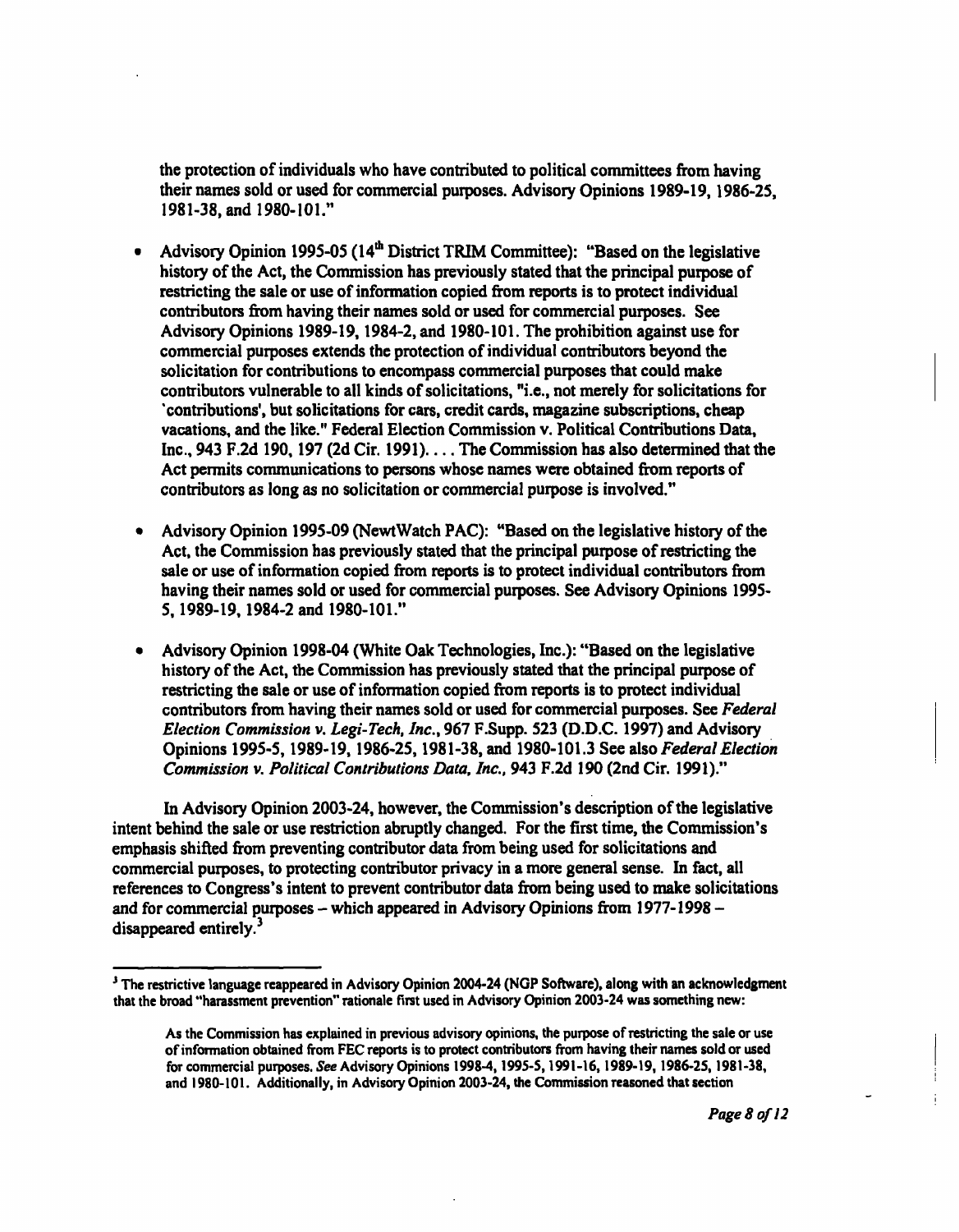the protection of individuals who have contributed to political committees from having their names sold or used for commercial purposes. Advisory Opinions 1989-19, 1986-25, 1981-38, and 1980-101."

- Advisory Opinion 1995-05 (14th District TRIM Committee): "Based on the legislative history of the Act, the Commission has previously stated that the principal purpose of restricting the sale or use of information copied from reports is to protect individual contributors from having their names sold or used for commercial purposes. See Advisory Opinions 1989-19, 1984-2, and 1980-101. The prohibition against use for commercial purposes extends the protection of individual contributors beyond the solicitation for contributions to encompass commercial purposes that could make contributors vulnerable to all kinds of solicitations, "i.e., not merely for solicitations for 'contributions', but solicitations for cars, credit cards, magazine subscriptions, cheap vacations, and the like." Federal Election Commission v. Political Contributions Data, Inc., 943 F.2d 190, 197 (2d Cir. 1991). . . . The Commission has also determined that the Act permits communications to persons whose names were obtained from reports of contributors as long as no solicitation or commercial purpose is involved."

- Advisory Opinion 1995-09 (NewtWatch PAC): "Based on the legislative history of the Act, the Commission has previously stated that the principal purpose of restricting the sale or use of information copied from reports is to protect individual contributors from having their names sold or used for commercial purposes. See Advisory Opinions 1995-5, 1989-19, 1984-2 and 1980-101."

- Advisory Opinion 1998-04 (White Oak Technologies, Inc.): "Based on the legislative history of the Act, the Commission has previously stated that the principal purpose of restricting the sale or use of information copied from reports is to protect individual contributors from having their names sold or used for commercial purposes. See *Federal Election Commission v. Legi-Tech, Inc.*, 967 F.Supp. 523 (D.D.C. 1997) and Advisory Opinions 1995-5, 1989-19, 1986-25, 1981-38, and 1980-101.3 See also *Federal Election Commission v. Political Contributions Data, Inc.*, 943 F.2d 190 (2nd Cir. 1991)."

In Advisory Opinion 2003-24, however, the Commission's description of the legislative intent behind the sale or use restriction abruptly changed. For the first time, the Commission's emphasis shifted from preventing contributor data from being used for solicitations and commercial purposes, to protecting contributor privacy in a more general sense. In fact, all references to Congress's intent to prevent contributor data from being used to make solicitations and for commercial purposes – which appeared in Advisory Opinions from 1977-1998 – disappeared entirely.[3]

---

[3] The restrictive language reappeared in Advisory Opinion 2004-24 (NGP Software), along with an acknowledgment that the broad "harassment prevention" rationale first used in Advisory Opinion 2003-24 was something new:

> As the Commission has explained in previous advisory opinions, the purpose of restricting the sale or use of information obtained from FEC reports is to protect contributors from having their names sold or used for commercial purposes. *See* Advisory Opinions 1998-4, 1995-5, 1991-16, 1989-19, 1986-25, 1981-38, and 1980-101. Additionally, in Advisory Opinion 2003-24, the Commission reasoned that section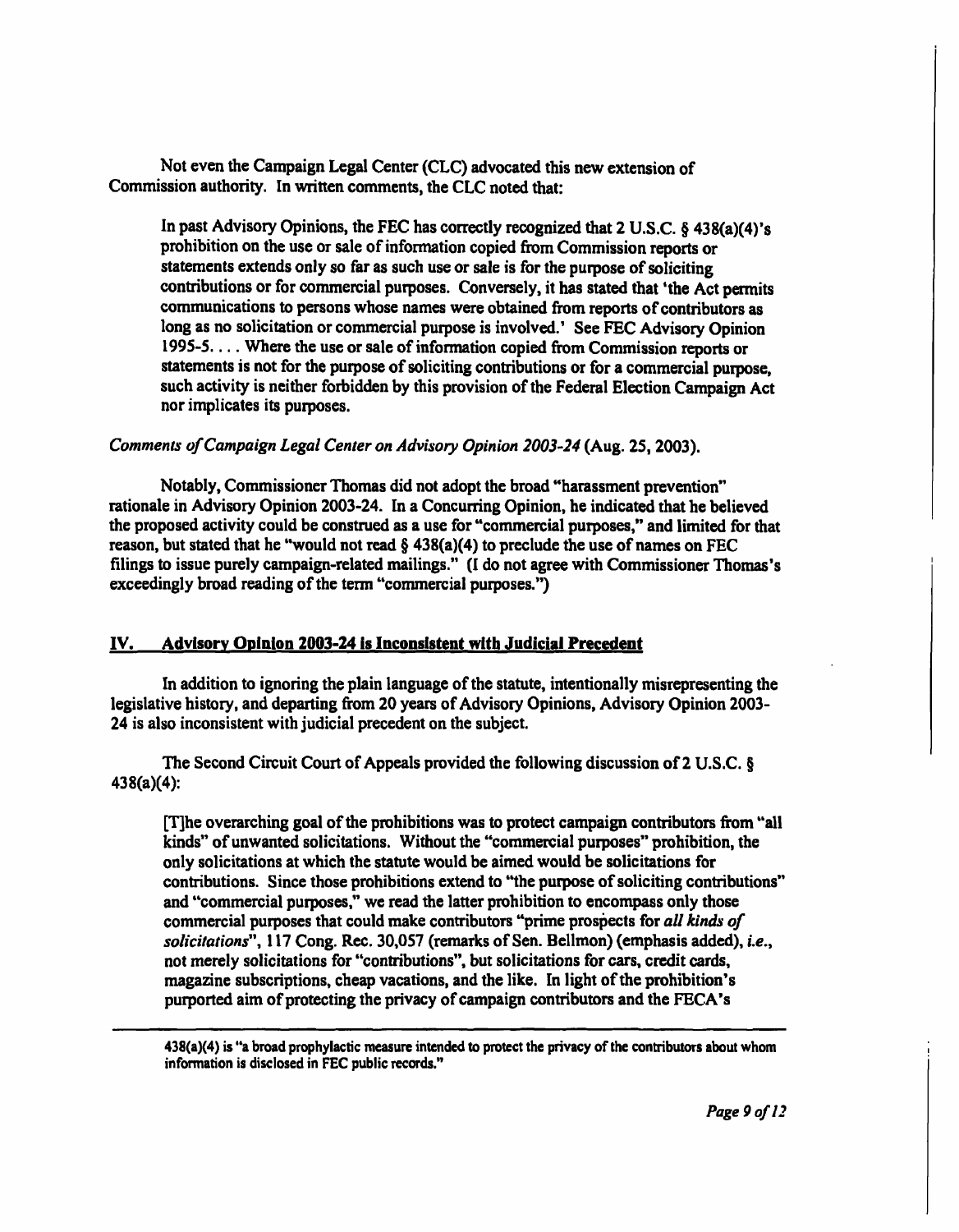Not even the Campaign Legal Center (CLC) advocated this new extension of Commission authority. In written comments, the CLC noted that:

> In past Advisory Opinions, the FEC has correctly recognized that 2 U.S.C. § 438(a)(4)'s prohibition on the use or sale of information copied from Commission reports or statements extends only so far as such use or sale is for the purpose of soliciting contributions or for commercial purposes. Conversely, it has stated that 'the Act permits communications to persons whose names were obtained from reports of contributors as long as no solicitation or commercial purpose is involved.' See FEC Advisory Opinion 1995-5. . . . Where the use or sale of information copied from Commission reports or statements is not for the purpose of soliciting contributions or for a commercial purpose, such activity is neither forbidden by this provision of the Federal Election Campaign Act nor implicates its purposes.

*Comments of Campaign Legal Center on Advisory Opinion 2003-24* (Aug. 25, 2003).

Notably, Commissioner Thomas did not adopt the broad "harassment prevention" rationale in Advisory Opinion 2003-24. In a Concurring Opinion, he indicated that he believed the proposed activity could be construed as a use for "commercial purposes," and limited for that reason, but stated that he "would not read § 438(a)(4) to preclude the use of names on FEC filings to issue purely campaign-related mailings." (I do not agree with Commissioner Thomas's exceedingly broad reading of the term "commercial purposes.")

## IV. Advisory Opinion 2003-24 is Inconsistent with Judicial Precedent

In addition to ignoring the plain language of the statute, intentionally misrepresenting the legislative history, and departing from 20 years of Advisory Opinions, Advisory Opinion 2003-24 is also inconsistent with judicial precedent on the subject.

The Second Circuit Court of Appeals provided the following discussion of 2 U.S.C. § 438(a)(4):

> [T]he overarching goal of the prohibitions was to protect campaign contributors from "all kinds" of unwanted solicitations. Without the "commercial purposes" prohibition, the only solicitations at which the statute would be aimed would be solicitations for contributions. Since those prohibitions extend to "the purpose of soliciting contributions" and "commercial purposes," we read the latter prohibition to encompass only those commercial purposes that could make contributors "prime prospects for *all kinds of solicitations*", 117 Cong. Rec. 30,057 (remarks of Sen. Bellmon) (emphasis added), *i.e.*, not merely solicitations for "contributions", but solicitations for cars, credit cards, magazine subscriptions, cheap vacations, and the like. In light of the prohibition's purported aim of protecting the privacy of campaign contributors and the FECA's

---

438(a)(4) is "a broad prophylactic measure intended to protect the privacy of the contributors about whom information is disclosed in FEC public records."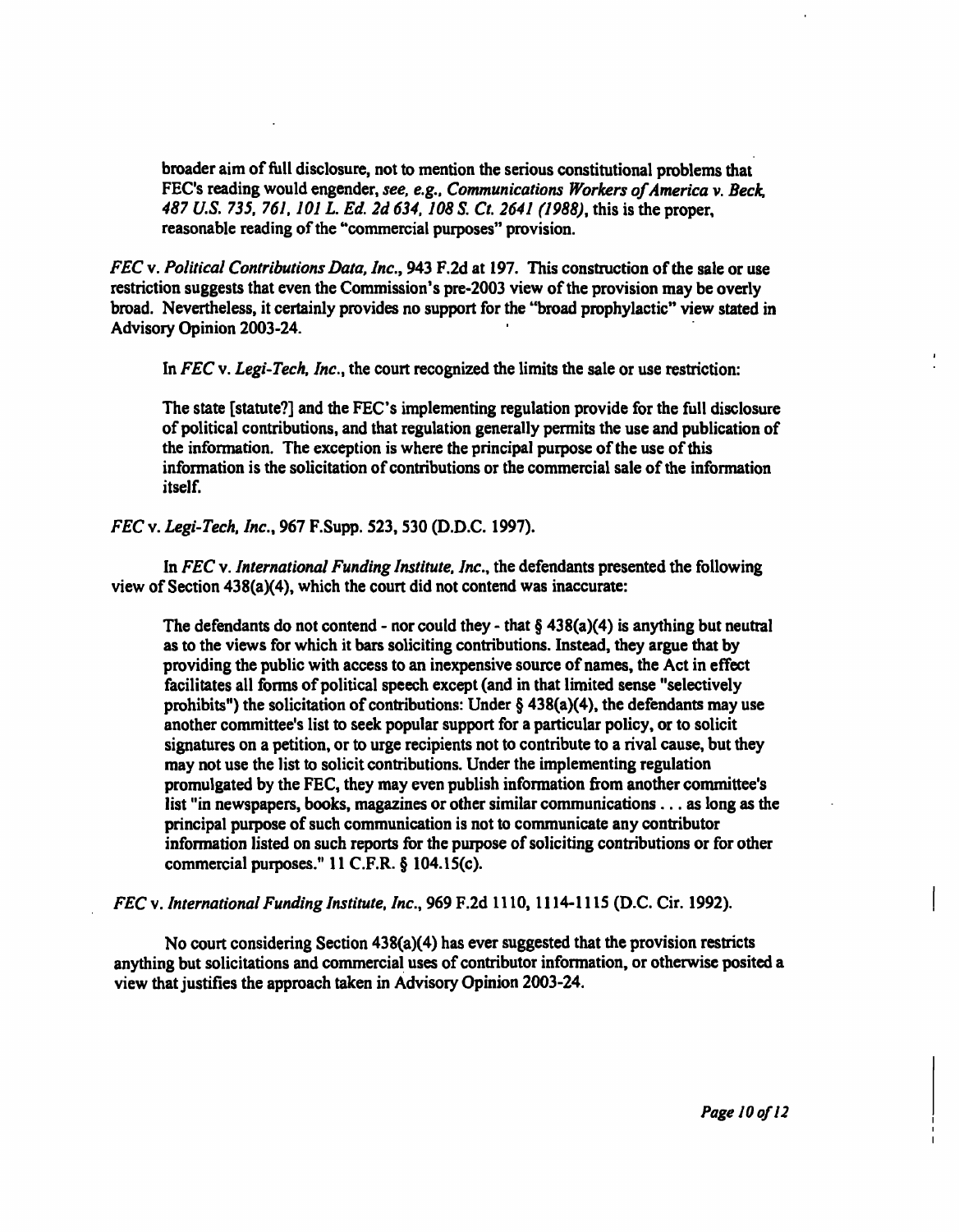> broader aim of full disclosure, not to mention the serious constitutional problems that FEC's reading would engender, *see, e.g., Communications Workers of America v. Beck, 487 U.S. 735, 761, 101 L. Ed. 2d 634, 108 S. Ct. 2641 (1988)*, this is the proper, reasonable reading of the "commercial purposes" provision.

*FEC* v. *Political Contributions Data, Inc.*, 943 F.2d at 197. This construction of the sale or use restriction suggests that even the Commission's pre-2003 view of the provision may be overly broad. Nevertheless, it certainly provides no support for the "broad prophylactic" view stated in Advisory Opinion 2003-24.

In *FEC* v. *Legi-Tech, Inc.*, the court recognized the limits the sale or use restriction:

> The state [statute?] and the FEC's implementing regulation provide for the full disclosure of political contributions, and that regulation generally permits the use and publication of the information. The exception is where the principal purpose of the use of this information is the solicitation of contributions or the commercial sale of the information itself.

*FEC* v. *Legi-Tech, Inc.*, 967 F.Supp. 523, 530 (D.D.C. 1997).

In *FEC* v. *International Funding Institute, Inc.*, the defendants presented the following view of Section 438(a)(4), which the court did not contend was inaccurate:

> The defendants do not contend - nor could they - that § 438(a)(4) is anything but neutral as to the views for which it bars soliciting contributions. Instead, they argue that by providing the public with access to an inexpensive source of names, the Act in effect facilitates all forms of political speech except (and in that limited sense "selectively prohibits") the solicitation of contributions: Under § 438(a)(4), the defendants may use another committee's list to seek popular support for a particular policy, or to solicit signatures on a petition, or to urge recipients not to contribute to a rival cause, but they may not use the list to solicit contributions. Under the implementing regulation promulgated by the FEC, they may even publish information from another committee's list "in newspapers, books, magazines or other similar communications . . . as long as the principal purpose of such communication is not to communicate any contributor information listed on such reports for the purpose of soliciting contributions or for other commercial purposes." 11 C.F.R. § 104.15(c).

*FEC* v. *International Funding Institute, Inc.*, 969 F.2d 1110, 1114-1115 (D.C. Cir. 1992).

No court considering Section 438(a)(4) has ever suggested that the provision restricts anything but solicitations and commercial uses of contributor information, or otherwise posited a view that justifies the approach taken in Advisory Opinion 2003-24.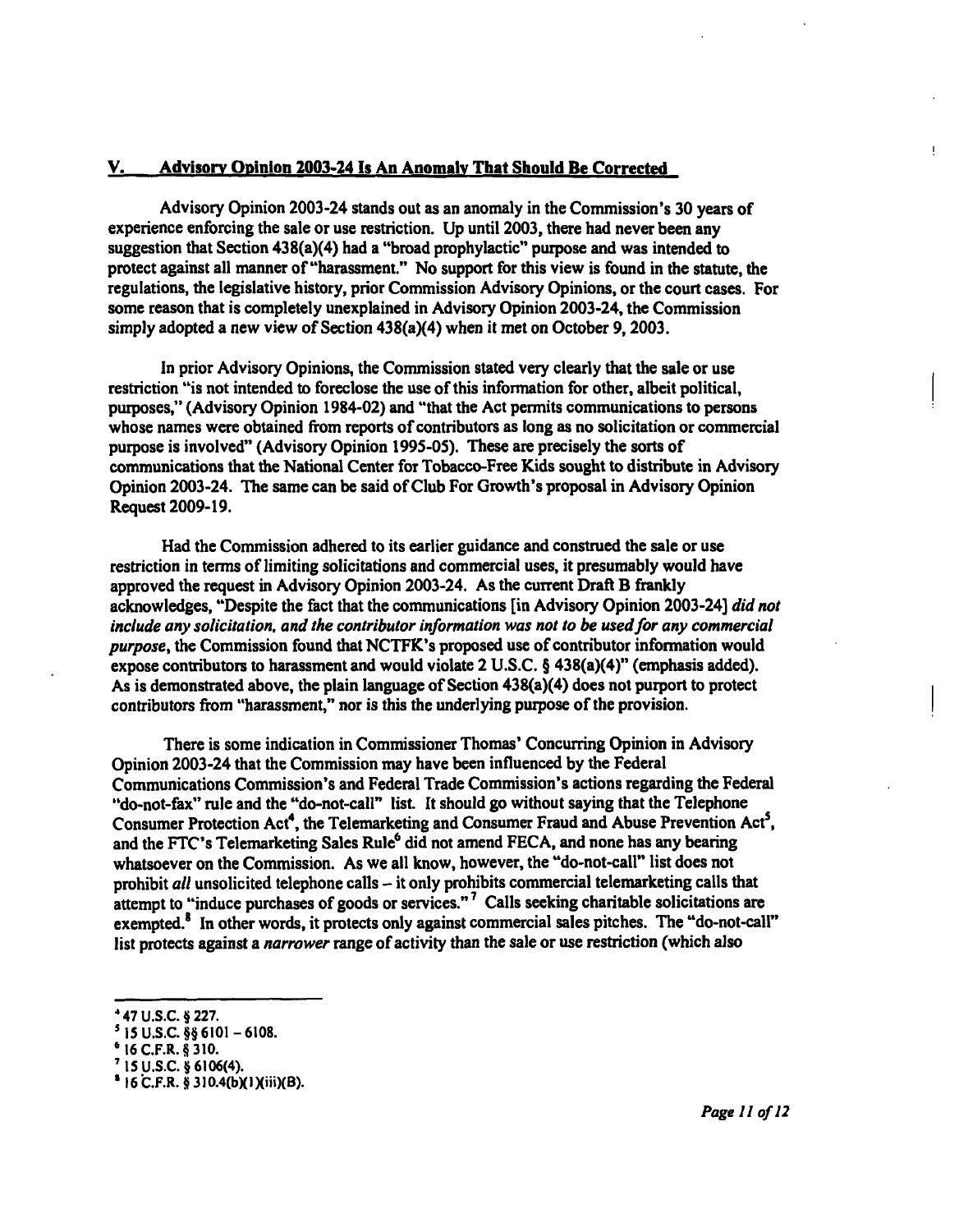## V. Advisory Opinion 2003-24 Is An Anomaly That Should Be Corrected

Advisory Opinion 2003-24 stands out as an anomaly in the Commission's 30 years of experience enforcing the sale or use restriction. Up until 2003, there had never been any suggestion that Section 438(a)(4) had a "broad prophylactic" purpose and was intended to protect against all manner of "harassment." No support for this view is found in the statute, the regulations, the legislative history, prior Commission Advisory Opinions, or the court cases. For some reason that is completely unexplained in Advisory Opinion 2003-24, the Commission simply adopted a new view of Section 438(a)(4) when it met on October 9, 2003.

In prior Advisory Opinions, the Commission stated very clearly that the sale or use restriction "is not intended to foreclose the use of this information for other, albeit political, purposes," (Advisory Opinion 1984-02) and "that the Act permits communications to persons whose names were obtained from reports of contributors as long as no solicitation or commercial purpose is involved" (Advisory Opinion 1995-05). These are precisely the sorts of communications that the National Center for Tobacco-Free Kids sought to distribute in Advisory Opinion 2003-24. The same can be said of Club For Growth's proposal in Advisory Opinion Request 2009-19.

Had the Commission adhered to its earlier guidance and construed the sale or use restriction in terms of limiting solicitations and commercial uses, it presumably would have approved the request in Advisory Opinion 2003-24. As the current Draft B frankly acknowledges, "Despite the fact that the communications [in Advisory Opinion 2003-24] *did not include any solicitation, and the contributor information was not to be used for any commercial purpose*, the Commission found that NCTFK's proposed use of contributor information would expose contributors to harassment and would violate 2 U.S.C. § 438(a)(4)" (emphasis added). As is demonstrated above, the plain language of Section 438(a)(4) does not purport to protect contributors from "harassment," nor is this the underlying purpose of the provision.

There is some indication in Commissioner Thomas' Concurring Opinion in Advisory Opinion 2003-24 that the Commission may have been influenced by the Federal Communications Commission's and Federal Trade Commission's actions regarding the Federal "do-not-fax" rule and the "do-not-call" list. It should go without saying that the Telephone Consumer Protection Act[4], the Telemarketing and Consumer Fraud and Abuse Prevention Act[5], and the FTC's Telemarketing Sales Rule[6] did not amend FECA, and none has any bearing whatsoever on the Commission. As we all know, however, the "do-not-call" list does not prohibit *all* unsolicited telephone calls – it only prohibits commercial telemarketing calls that attempt to "induce purchases of goods or services."[7] Calls seeking charitable solicitations are exempted.[8] In other words, it protects only against commercial sales pitches. The "do-not-call" list protects against a *narrower* range of activity than the sale or use restriction (which also

---

[4] 47 U.S.C. § 227.

[5] 15 U.S.C. §§ 6101 – 6108.

[6] 16 C.F.R. § 310.

[7] 15 U.S.C. § 6106(4).

[8] 16 C.F.R. § 310.4(b)(1)(iii)(B).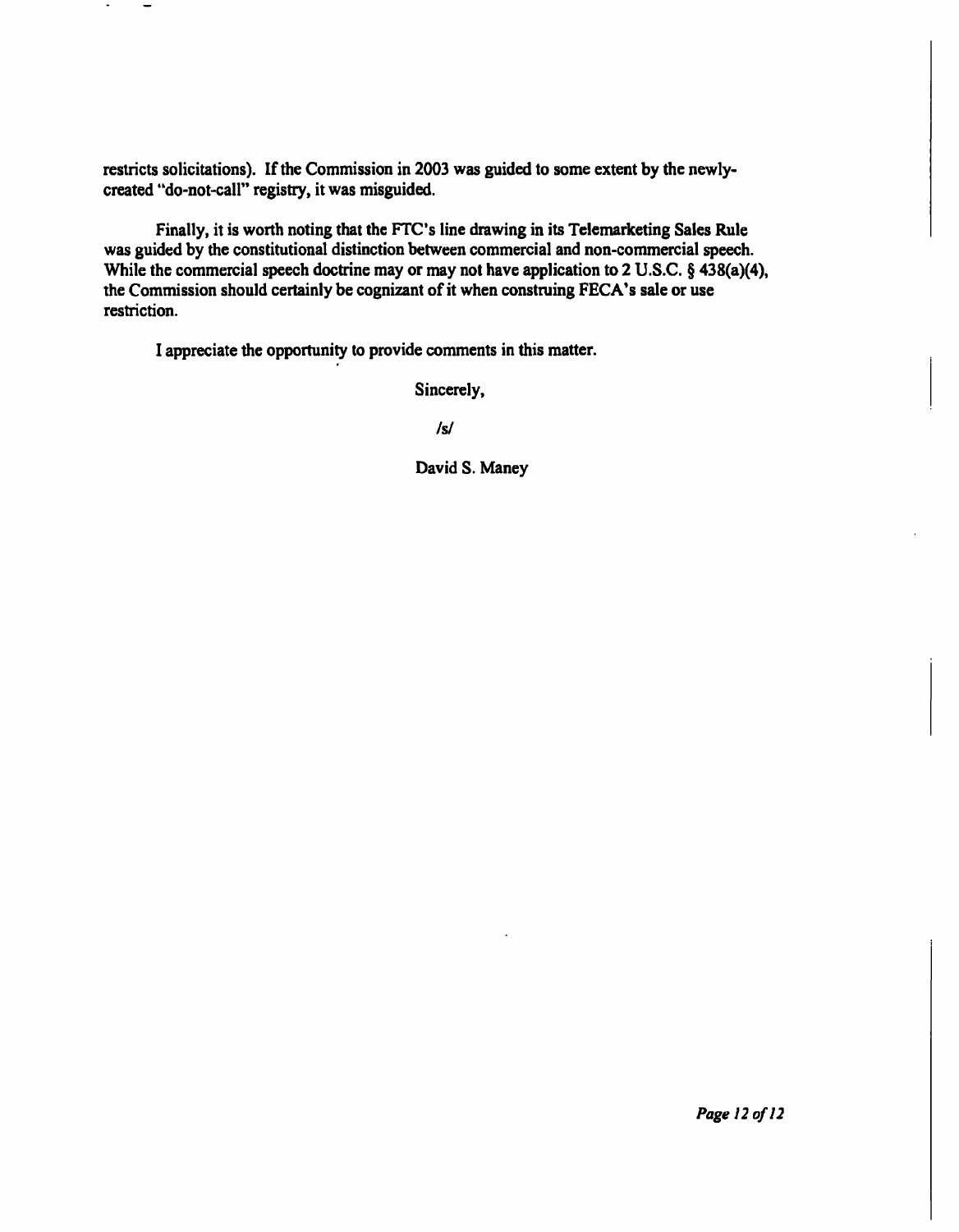restricts solicitations). If the Commission in 2003 was guided to some extent by the newly-created "do-not-call" registry, it was misguided.

Finally, it is worth noting that the FTC's line drawing in its Telemarketing Sales Rule was guided by the constitutional distinction between commercial and non-commercial speech. While the commercial speech doctrine may or may not have application to 2 U.S.C. § 438(a)(4), the Commission should certainly be cognizant of it when construing FECA's sale or use restriction.

I appreciate the opportunity to provide comments in this matter.

Sincerely,

/s/

David S. Maney